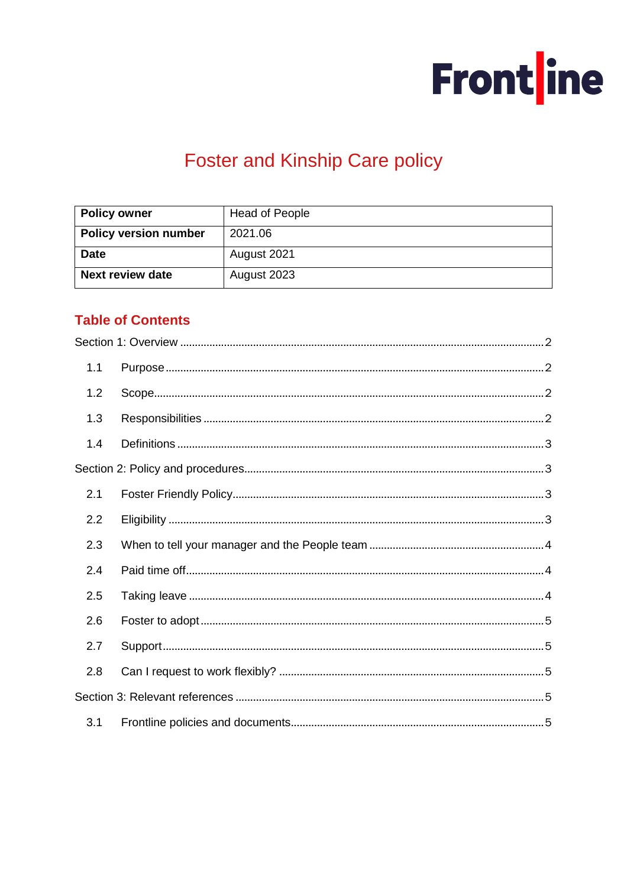# Foster and Kinship Care policy

| Policy owner | Head of People |
|---|---|
| Policy version number | 2021.06 |
| Date | August 2021 |
| Next review date | August 2023 |

## Table of Contents

Section 1: Overview ........ 2

- 1.1 Purpose ........ 2
- 1.2 Scope ........ 2
- 1.3 Responsibilities ........ 2
- 1.4 Definitions ........ 3

Section 2: Policy and procedures ........ 3

- 2.1 Foster Friendly Policy ........ 3
- 2.2 Eligibility ........ 3
- 2.3 When to tell your manager and the People team ........ 4
- 2.4 Paid time off ........ 4
- 2.5 Taking leave ........ 4
- 2.6 Foster to adopt ........ 5
- 2.7 Support ........ 5
- 2.8 Can I request to work flexibly? ........ 5

Section 3: Relevant references ........ 5

- 3.1 Frontline policies and documents ........ 5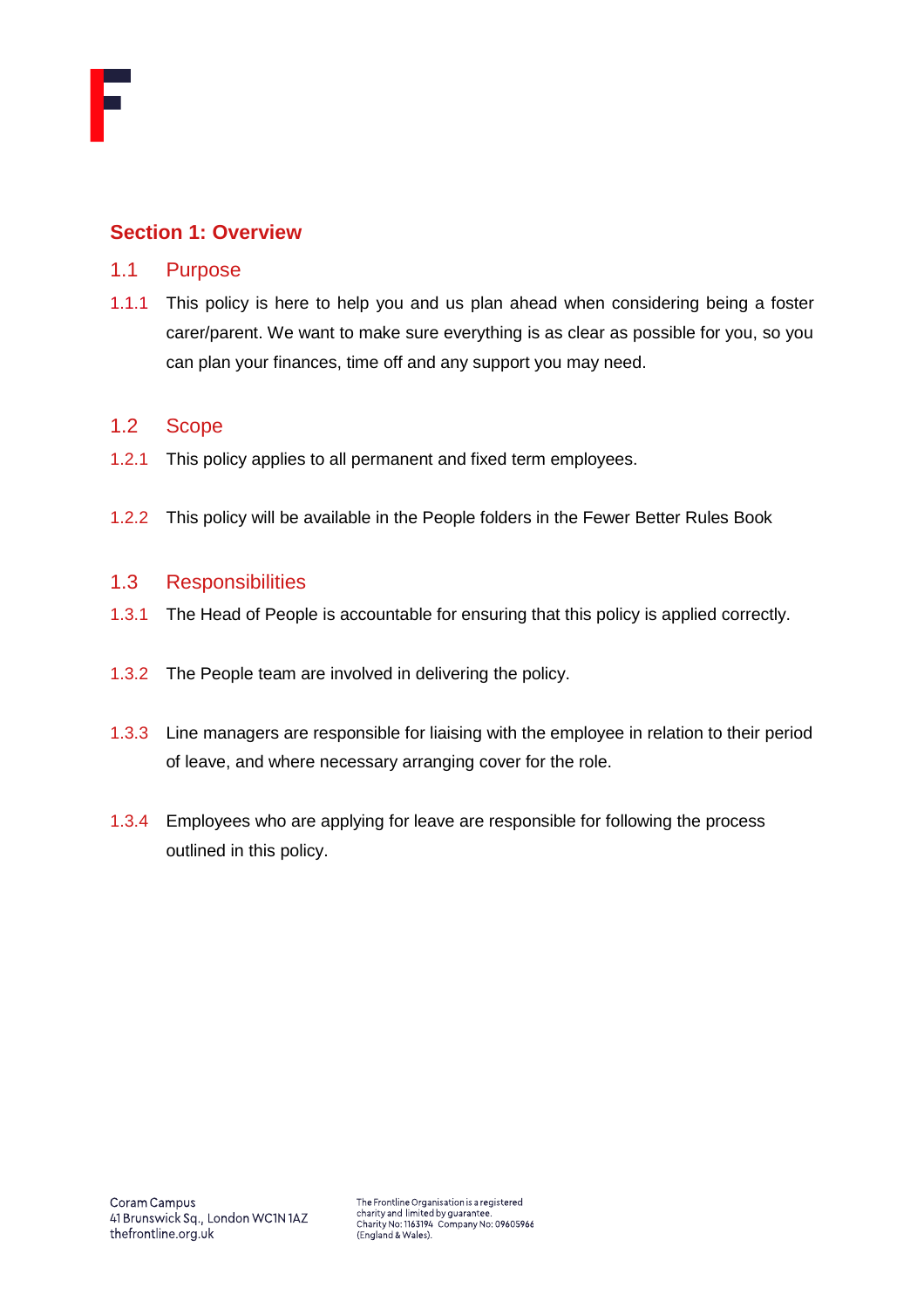## Section 1: Overview

### 1.1 Purpose

1.1.1 This policy is here to help you and us plan ahead when considering being a foster carer/parent. We want to make sure everything is as clear as possible for you, so you can plan your finances, time off and any support you may need.

### 1.2 Scope

1.2.1 This policy applies to all permanent and fixed term employees.

1.2.2 This policy will be available in the People folders in the Fewer Better Rules Book

### 1.3 Responsibilities

1.3.1 The Head of People is accountable for ensuring that this policy is applied correctly.

1.3.2 The People team are involved in delivering the policy.

1.3.3 Line managers are responsible for liaising with the employee in relation to their period of leave, and where necessary arranging cover for the role.

1.3.4 Employees who are applying for leave are responsible for following the process outlined in this policy.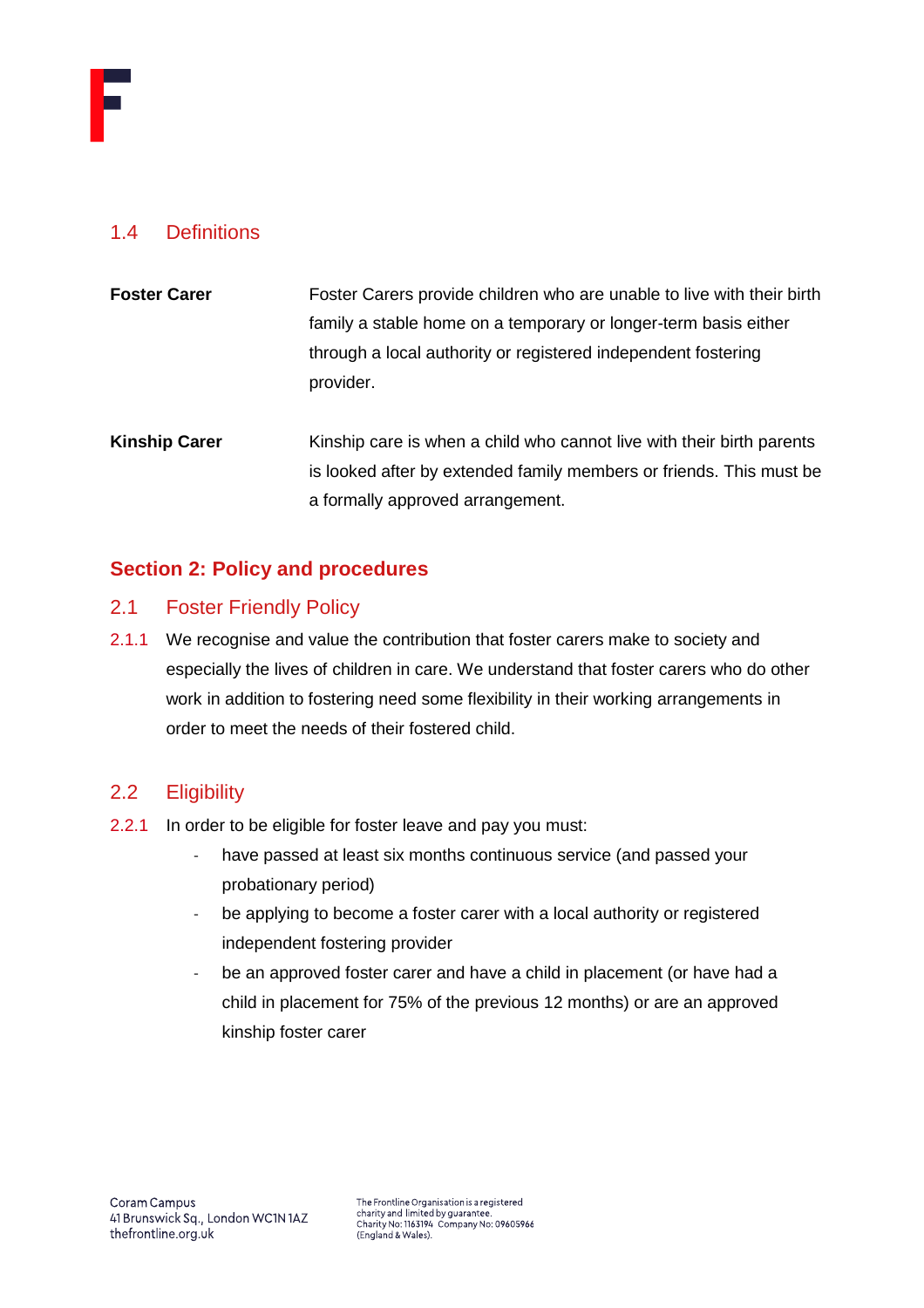### 1.4 Definitions

**Foster Carer** Foster Carers provide children who are unable to live with their birth family a stable home on a temporary or longer-term basis either through a local authority or registered independent fostering provider.

**Kinship Carer** Kinship care is when a child who cannot live with their birth parents is looked after by extended family members or friends. This must be a formally approved arrangement.

## Section 2: Policy and procedures

### 2.1 Foster Friendly Policy

2.1.1 We recognise and value the contribution that foster carers make to society and especially the lives of children in care. We understand that foster carers who do other work in addition to fostering need some flexibility in their working arrangements in order to meet the needs of their fostered child.

### 2.2 Eligibility

2.2.1 In order to be eligible for foster leave and pay you must:

- have passed at least six months continuous service (and passed your probationary period)
- be applying to become a foster carer with a local authority or registered independent fostering provider
- be an approved foster carer and have a child in placement (or have had a child in placement for 75% of the previous 12 months) or are an approved kinship foster carer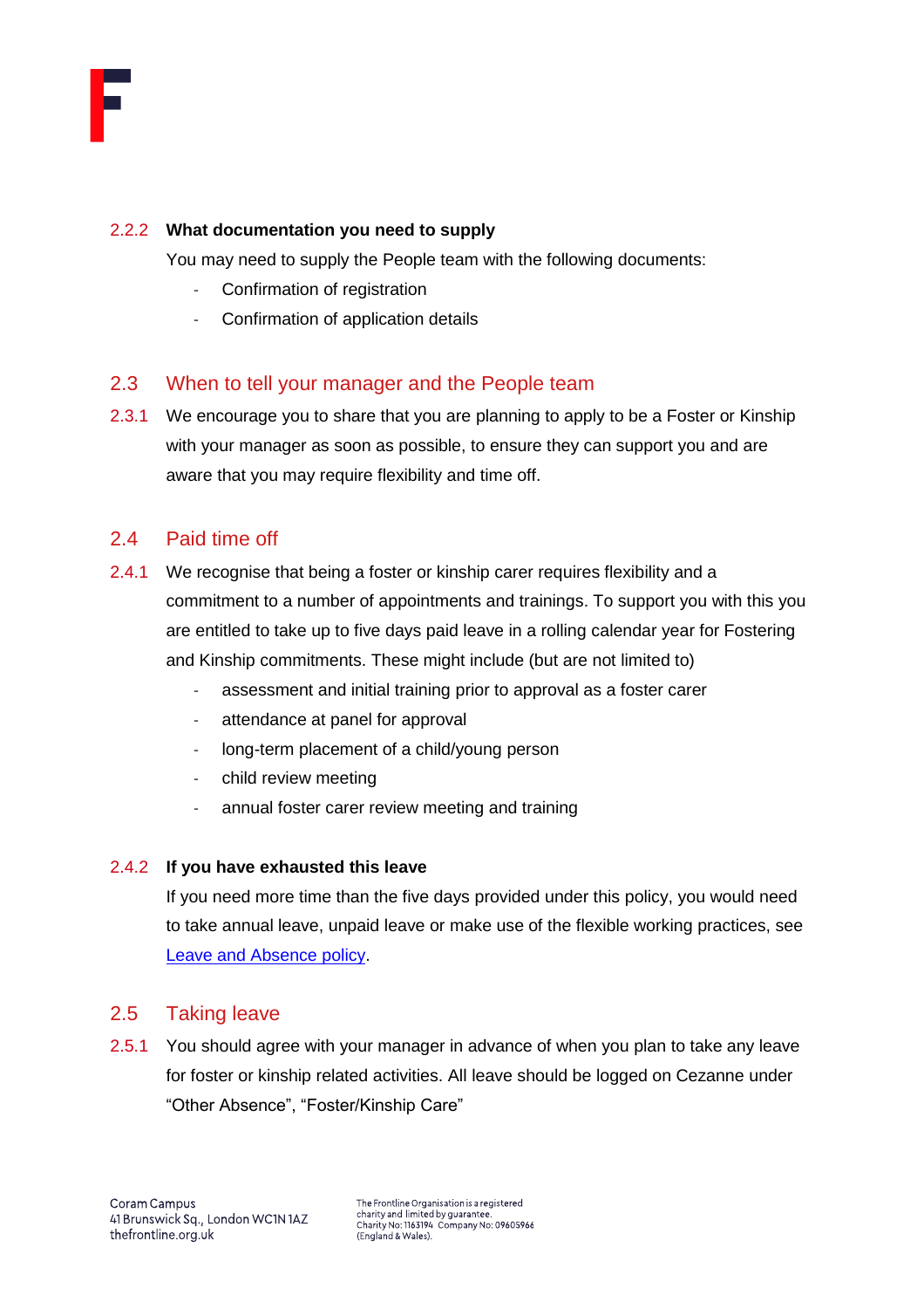#### 2.2.2 **What documentation you need to supply**

You may need to supply the People team with the following documents:

- Confirmation of registration
- Confirmation of application details

## 2.3 When to tell your manager and the People team

2.3.1 We encourage you to share that you are planning to apply to be a Foster or Kinship with your manager as soon as possible, to ensure they can support you and are aware that you may require flexibility and time off.

## 2.4 Paid time off

2.4.1 We recognise that being a foster or kinship carer requires flexibility and a commitment to a number of appointments and trainings. To support you with this you are entitled to take up to five days paid leave in a rolling calendar year for Fostering and Kinship commitments. These might include (but are not limited to)

- assessment and initial training prior to approval as a foster carer
- attendance at panel for approval
- long-term placement of a child/young person
- child review meeting
- annual foster carer review meeting and training

#### 2.4.2 **If you have exhausted this leave**

If you need more time than the five days provided under this policy, you would need to take annual leave, unpaid leave or make use of the flexible working practices, see Leave and Absence policy.

## 2.5 Taking leave

2.5.1 You should agree with your manager in advance of when you plan to take any leave for foster or kinship related activities. All leave should be logged on Cezanne under "Other Absence", "Foster/Kinship Care"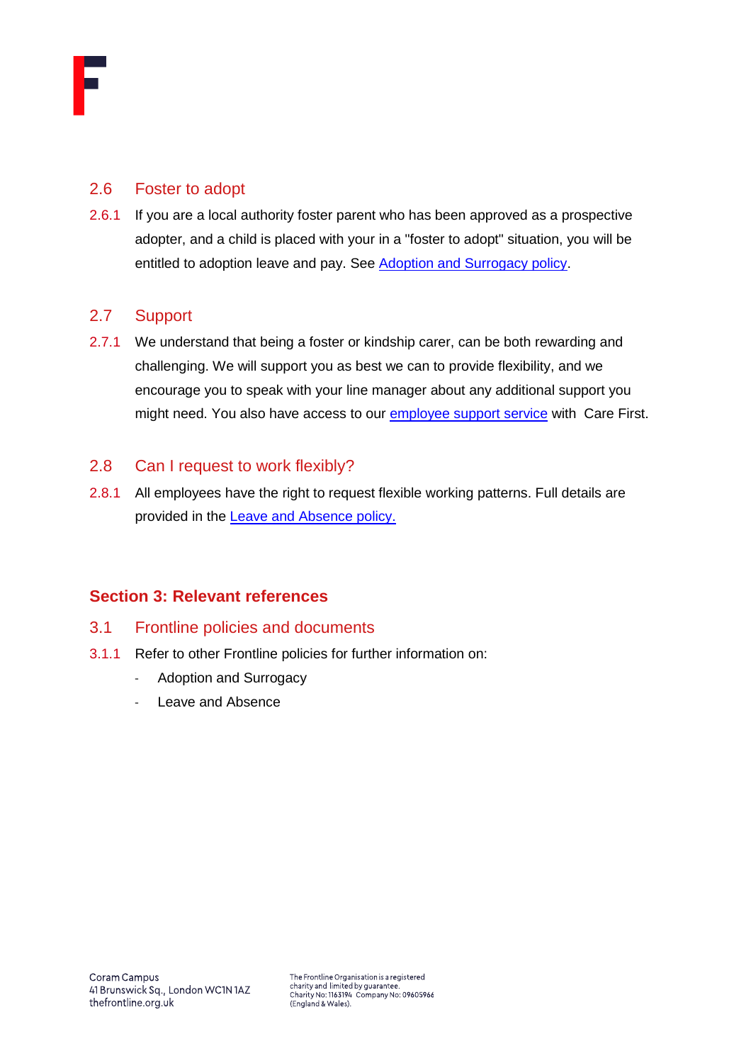## 2.6 Foster to adopt

2.6.1 If you are a local authority foster parent who has been approved as a prospective adopter, and a child is placed with your in a "foster to adopt" situation, you will be entitled to adoption leave and pay. See [Adoption and Surrogacy policy](#).

## 2.7 Support

2.7.1 We understand that being a foster or kindship carer, can be both rewarding and challenging. We will support you as best we can to provide flexibility, and we encourage you to speak with your line manager about any additional support you might need. You also have access to our [employee support service](#) with Care First.

## 2.8 Can I request to work flexibly?

2.8.1 All employees have the right to request flexible working patterns. Full details are provided in the [Leave and Absence policy.](#)

# Section 3: Relevant references

## 3.1 Frontline policies and documents

3.1.1 Refer to other Frontline policies for further information on:

- Adoption and Surrogacy
- Leave and Absence